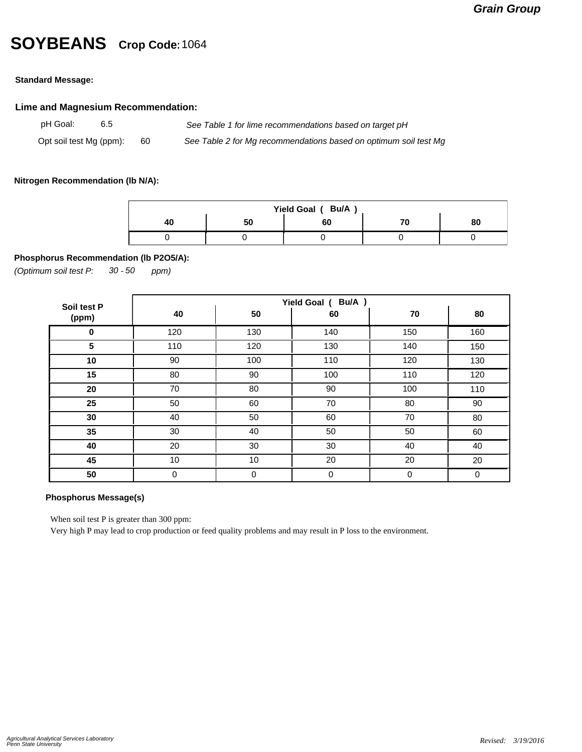**Grain Group**

# SOYBEANS **Crop Code:** 1064

**Standard Message:**

### Lime and Magnesium Recommendation:

pH Goal: 6.5 — *See Table 1 for lime recommendations based on target pH*

Opt soil test Mg (ppm): 60 — *See Table 2 for Mg recommendations based on optimum soil test Mg*

**Nitrogen Recommendation (lb N/A):**

| Yield Goal ( Bu/A ) | | | | |
|---|---|---|---|---|
| **40** | **50** | **60** | **70** | **80** |
| 0 | 0 | 0 | 0 | 0 |

**Phosphorus Recommendation (lb P2O5/A):**

*(Optimum soil test P: 30 - 50 ppm)*

| Soil test P (ppm) | Yield Goal ( Bu/A ) | | | | |
|---|---|---|---|---|---|
| | **40** | **50** | **60** | **70** | **80** |
| **0** | 120 | 130 | 140 | 150 | 160 |
| **5** | 110 | 120 | 130 | 140 | 150 |
| **10** | 90 | 100 | 110 | 120 | 130 |
| **15** | 80 | 90 | 100 | 110 | 120 |
| **20** | 70 | 80 | 90 | 100 | 110 |
| **25** | 50 | 60 | 70 | 80 | 90 |
| **30** | 40 | 50 | 60 | 70 | 80 |
| **35** | 30 | 40 | 50 | 50 | 60 |
| **40** | 20 | 30 | 30 | 40 | 40 |
| **45** | 10 | 10 | 20 | 20 | 20 |
| **50** | 0 | 0 | 0 | 0 | 0 |

**Phosphorus Message(s)**

When soil test P is greater than 300 ppm:
Very high P may lead to crop production or feed quality problems and may result in P loss to the environment.

*Agricultural Analytical Services Laboratory*
*Penn State University*

*Revised: 3/19/2016*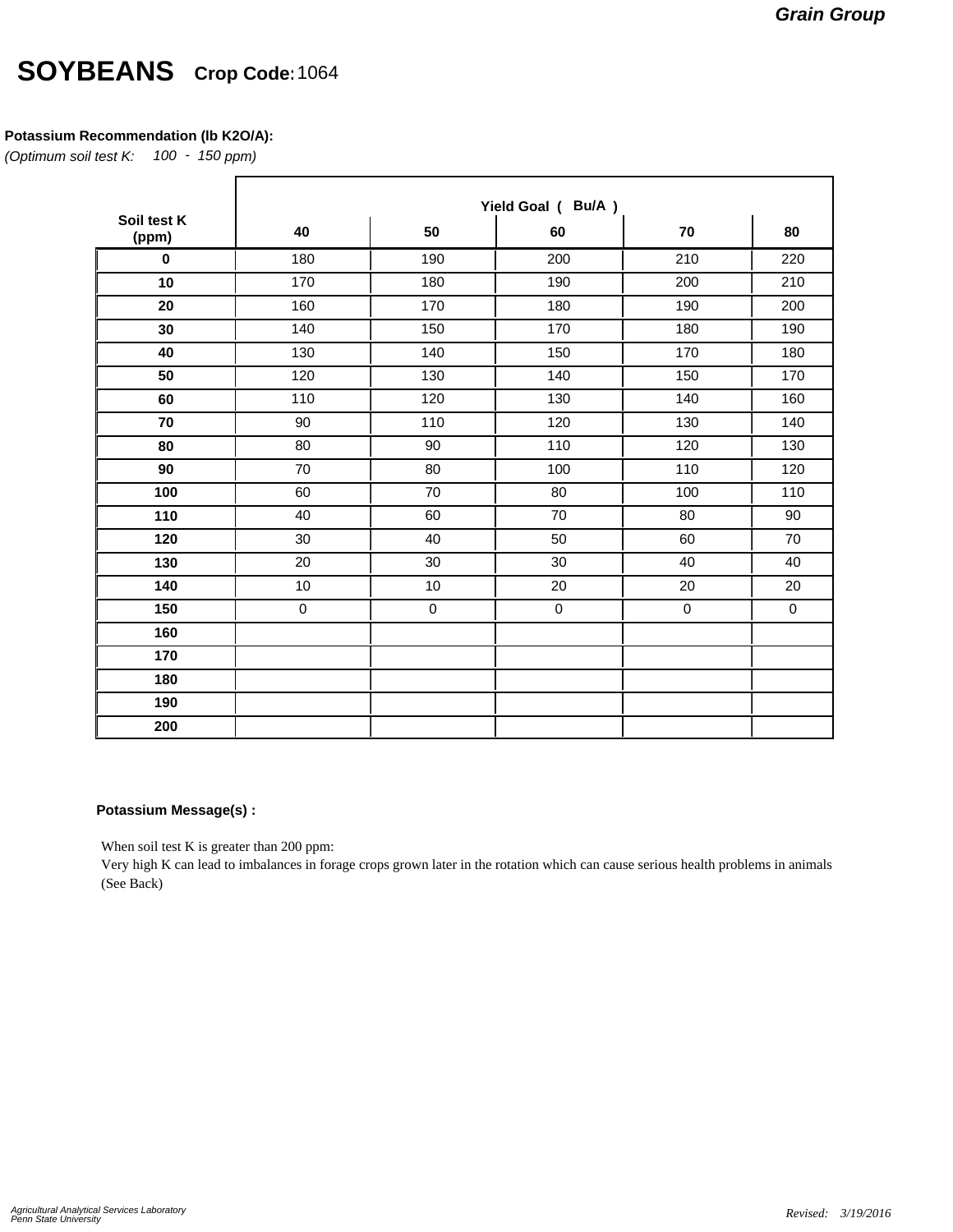*Grain Group*

# SOYBEANS Crop Code: 1064

**Potassium Recommendation (lb K2O/A):**

*(Optimum soil test K: 100 - 150 ppm)*

| Soil test K (ppm) | Yield Goal ( Bu/A ) 40 | 50 | 60 | 70 | 80 |
|---|---|---|---|---|---|
| **0** | 180 | 190 | 200 | 210 | 220 |
| **10** | 170 | 180 | 190 | 200 | 210 |
| **20** | 160 | 170 | 180 | 190 | 200 |
| **30** | 140 | 150 | 170 | 180 | 190 |
| **40** | 130 | 140 | 150 | 170 | 180 |
| **50** | 120 | 130 | 140 | 150 | 170 |
| **60** | 110 | 120 | 130 | 140 | 160 |
| **70** | 90 | 110 | 120 | 130 | 140 |
| **80** | 80 | 90 | 110 | 120 | 130 |
| **90** | 70 | 80 | 100 | 110 | 120 |
| **100** | 60 | 70 | 80 | 100 | 110 |
| **110** | 40 | 60 | 70 | 80 | 90 |
| **120** | 30 | 40 | 50 | 60 | 70 |
| **130** | 20 | 30 | 30 | 40 | 40 |
| **140** | 10 | 10 | 20 | 20 | 20 |
| **150** | 0 | 0 | 0 | 0 | 0 |
| **160** | | | | | |
| **170** | | | | | |
| **180** | | | | | |
| **190** | | | | | |
| **200** | | | | | |

**Potassium Message(s) :**

When soil test K is greater than 200 ppm:
Very high K can lead to imbalances in forage crops grown later in the rotation which can cause serious health problems in animals (See Back)

*Agricultural Analytical Services Laboratory*
*Penn State University*

*Revised: 3/19/2016*